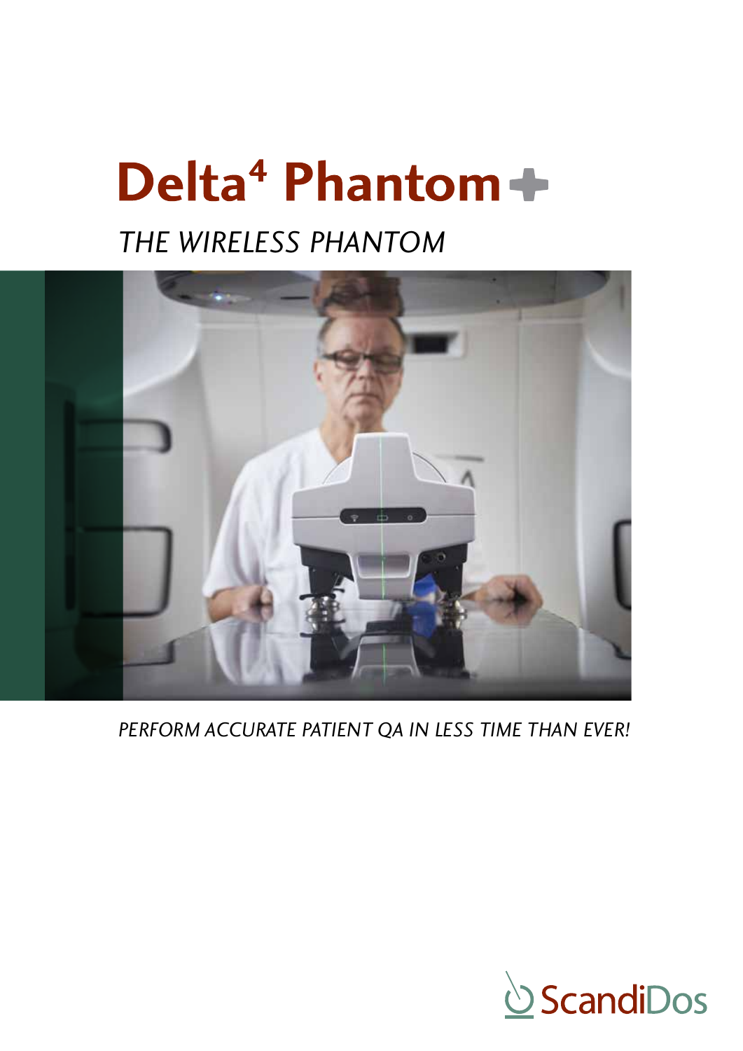# Delta[4] Phantom+

*THE WIRELESS PHANTOM*

*PERFORM ACCURATE PATIENT QA IN LESS TIME THAN EVER!*

ScandiDos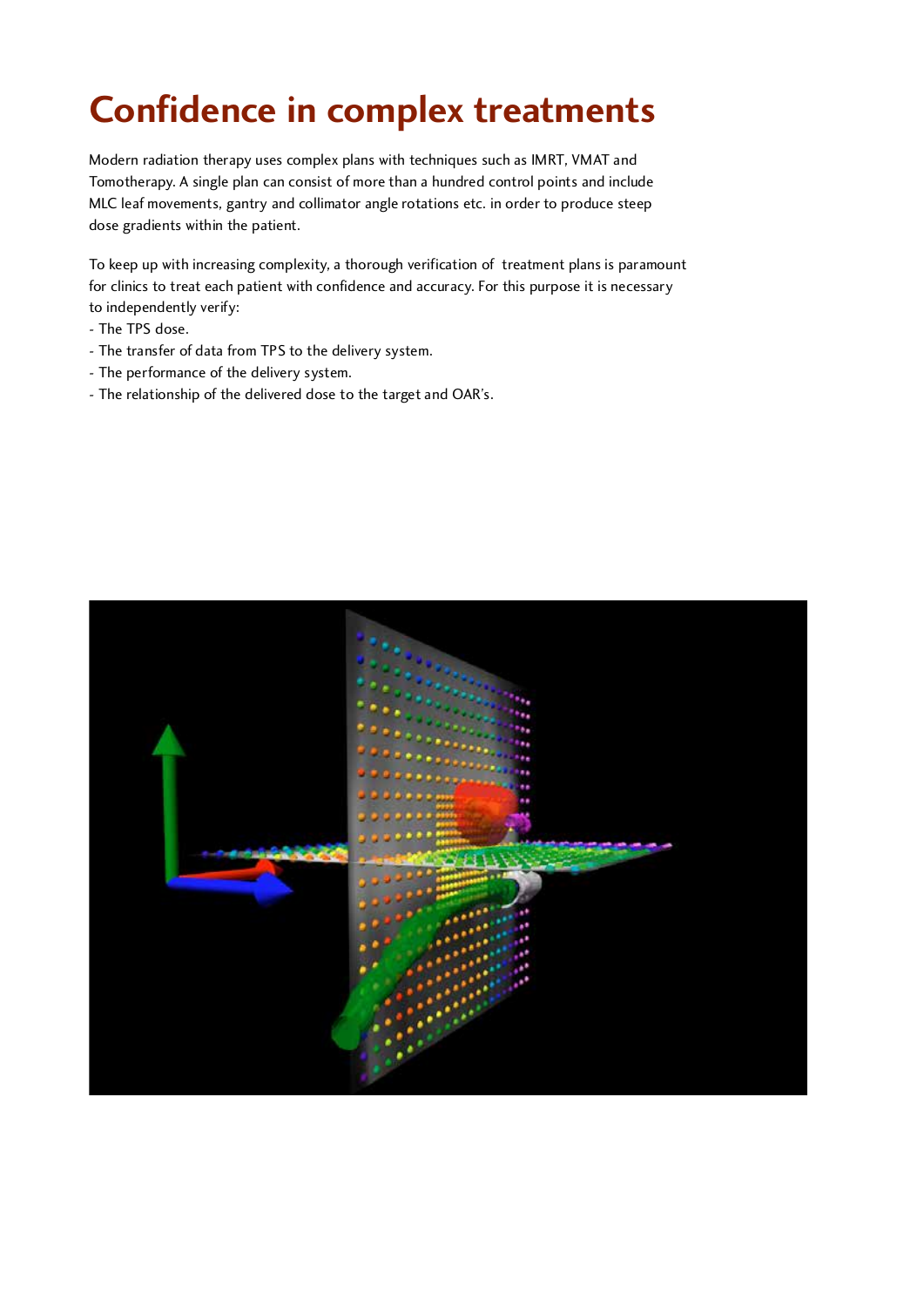# Confidence in complex treatments

Modern radiation therapy uses complex plans with techniques such as IMRT, VMAT and Tomotherapy. A single plan can consist of more than a hundred control points and include MLC leaf movements, gantry and collimator angle rotations etc. in order to produce steep dose gradients within the patient.

To keep up with increasing complexity, a thorough verification of treatment plans is paramount for clinics to treat each patient with confidence and accuracy. For this purpose it is necessary to independently verify:

- The TPS dose.
- The transfer of data from TPS to the delivery system.
- The performance of the delivery system.
- The relationship of the delivered dose to the target and OAR's.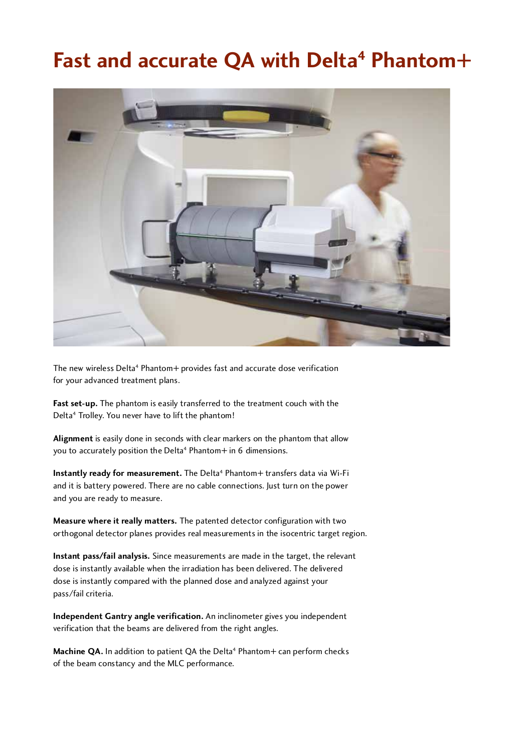# Fast and accurate QA with Delta$^4$ Phantom+

The new wireless Delta$^4$ Phantom+ provides fast and accurate dose verification for your advanced treatment plans.

**Fast set-up.** The phantom is easily transferred to the treatment couch with the Delta$^4$ Trolley. You never have to lift the phantom!

**Alignment** is easily done in seconds with clear markers on the phantom that allow you to accurately position the Delta$^4$ Phantom+ in 6 dimensions.

**Instantly ready for measurement.** The Delta$^4$ Phantom+ transfers data via Wi-Fi and it is battery powered. There are no cable connections. Just turn on the power and you are ready to measure.

**Measure where it really matters.** The patented detector configuration with two orthogonal detector planes provides real measurements in the isocentric target region.

**Instant pass/fail analysis.** Since measurements are made in the target, the relevant dose is instantly available when the irradiation has been delivered. The delivered dose is instantly compared with the planned dose and analyzed against your pass/fail criteria.

**Independent Gantry angle verification.** An inclinometer gives you independent verification that the beams are delivered from the right angles.

**Machine QA.** In addition to patient QA the Delta$^4$ Phantom+ can perform checks of the beam constancy and the MLC performance.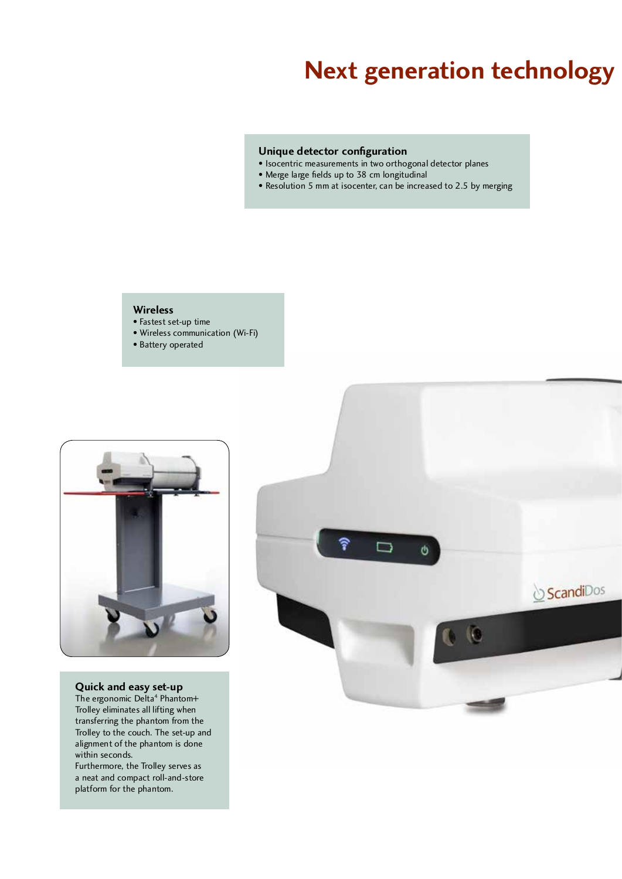# Next generation technology

### Unique detector configuration

- Isocentric measurements in two orthogonal detector planes
- Merge large fields up to 38 cm longitudinal
- Resolution 5 mm at isocenter, can be increased to 2.5 by merging

### Wireless

- Fastest set-up time
- Wireless communication (Wi-Fi)
- Battery operated

### Quick and easy set-up

The ergonomic Delta[4] Phantom+ Trolley eliminates all lifting when transferring the phantom from the Trolley to the couch. The set-up and alignment of the phantom is done within seconds.
Furthermore, the Trolley serves as a neat and compact roll-and-store platform for the phantom.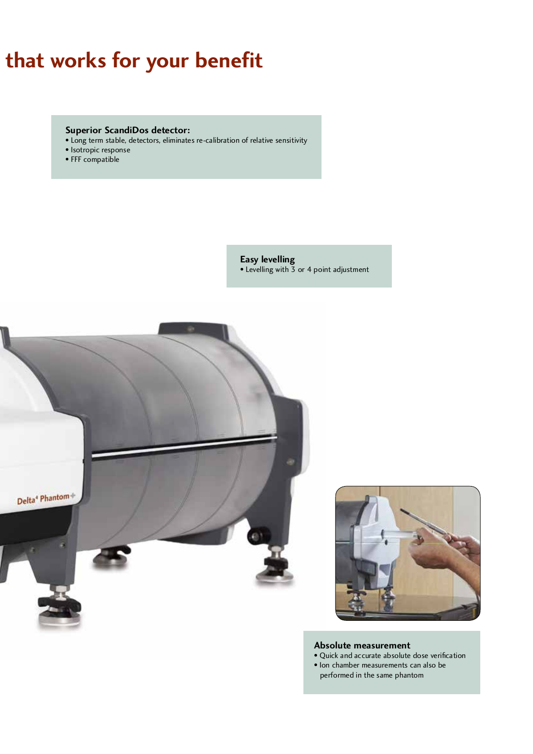# that works for your benefit

**Superior ScandiDos detector:**

- Long term stable, detectors, eliminates re-calibration of relative sensitivity
- Isotropic response
- FFF compatible

**Easy levelling**

- Levelling with 3 or 4 point adjustment

**Absolute measurement**

- Quick and accurate absolute dose verification
- Ion chamber measurements can also be performed in the same phantom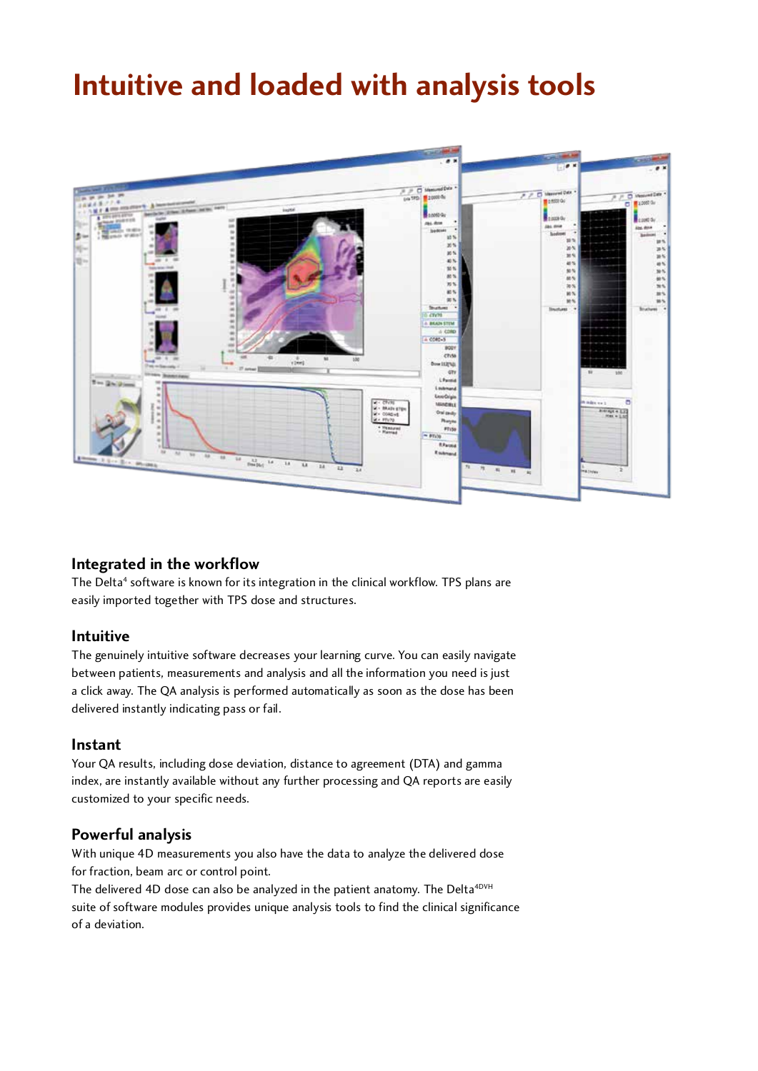# Intuitive and loaded with analysis tools

## Integrated in the workflow

The Delta[4] software is known for its integration in the clinical workflow. TPS plans are easily imported together with TPS dose and structures.

## Intuitive

The genuinely intuitive software decreases your learning curve. You can easily navigate between patients, measurements and analysis and all the information you need is just a click away. The QA analysis is performed automatically as soon as the dose has been delivered instantly indicating pass or fail.

## Instant

Your QA results, including dose deviation, distance to agreement (DTA) and gamma index, are instantly available without any further processing and QA reports are easily customized to your specific needs.

## Powerful analysis

With unique 4D measurements you also have the data to analyze the delivered dose for fraction, beam arc or control point.

The delivered 4D dose can also be analyzed in the patient anatomy. The Delta[4DVH] suite of software modules provides unique analysis tools to find the clinical significance of a deviation.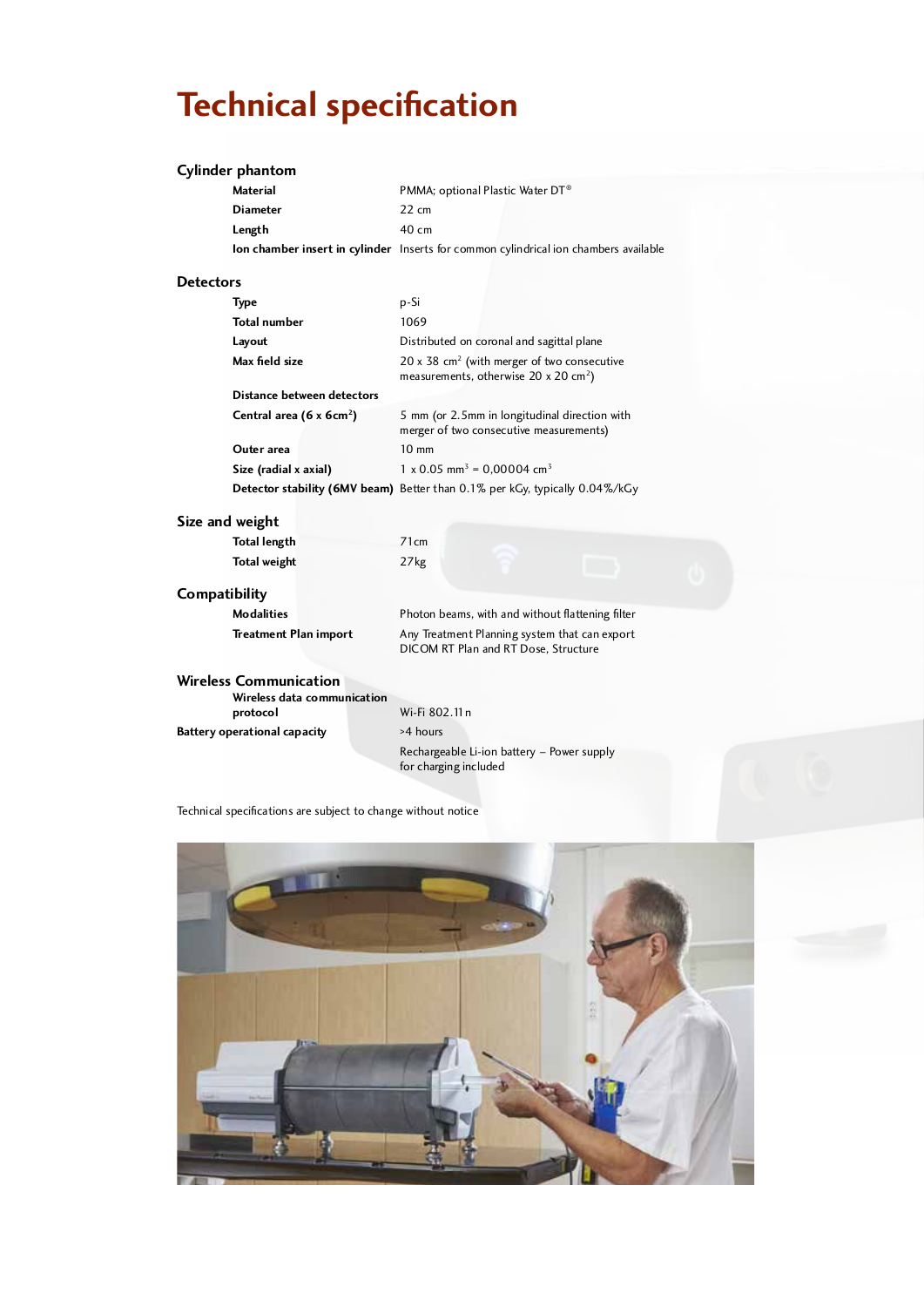# Technical specification

## Cylinder phantom

| | |
|---|---|
| **Material** | PMMA; optional Plastic Water DT® |
| **Diameter** | 22 cm |
| **Length** | 40 cm |
| **Ion chamber insert in cylinder** | Inserts for common cylindrical ion chambers available |

## Detectors

| | |
|---|---|
| **Type** | p-Si |
| **Total number** | 1069 |
| **Layout** | Distributed on coronal and sagittal plane |
| **Max field size** | 20 x 38 cm$^2$ (with merger of two consecutive measurements, otherwise 20 x 20 cm$^2$) |
| **Distance between detectors** | |
| **Central area (6 x 6cm$^2$)** | 5 mm (or 2.5mm in longitudinal direction with merger of two consecutive measurements) |
| **Outer area** | 10 mm |
| **Size (radial x axial)** | 1 x 0.05 mm$^3$ = 0,00004 cm$^3$ |
| **Detector stability (6MV beam)** | Better than 0.1% per kGy, typically 0.04%/kGy |

## Size and weight

| | |
|---|---|
| **Total length** | 71cm |
| **Total weight** | 27kg |

## Compatibility

| | |
|---|---|
| **Modalities** | Photon beams, with and without flattening filter |
| **Treatment Plan import** | Any Treatment Planning system that can export DICOM RT Plan and RT Dose, Structure |

## Wireless Communication

| | |
|---|---|
| **Wireless data communication protocol** | Wi-Fi 802.11n |
| **Battery operational capacity** | >4 hours |
| | Rechargeable Li-ion battery – Power supply for charging included |

Technical specifications are subject to change without notice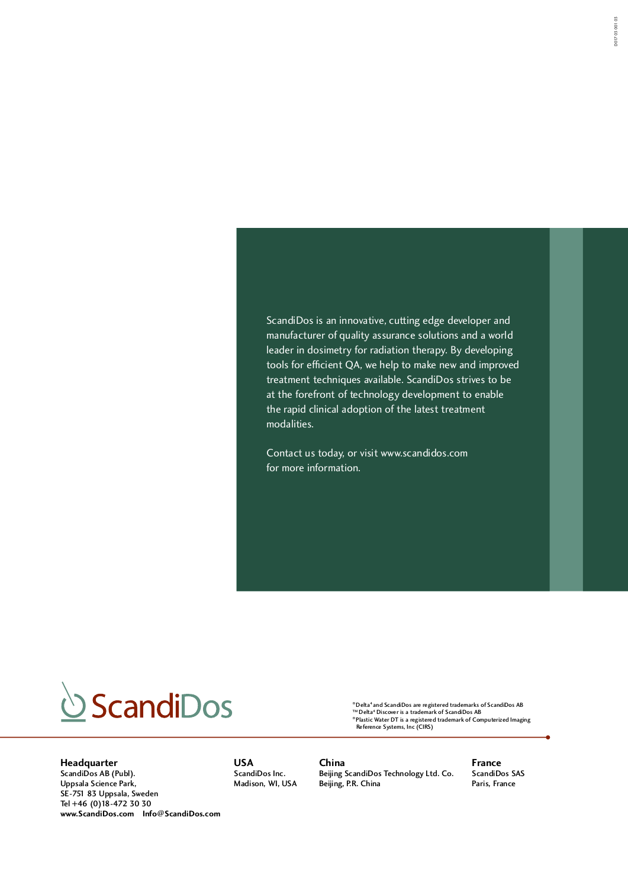ScandiDos is an innovative, cutting edge developer and manufacturer of quality assurance solutions and a world leader in dosimetry for radiation therapy. By developing tools for efficient QA, we help to make new and improved treatment techniques available. ScandiDos strives to be at the forefront of technology development to enable the rapid clinical adoption of the latest treatment modalities.

Contact us today, or visit www.scandidos.com for more information.

ScandiDos

®Delta⁴ and ScandiDos are registered trademarks of ScandiDos AB
™Delta⁴ Discover is a trademark of ScandiDos AB
®Plastic Water DT is a registered trademark of Computerized Imaging Reference Systems, Inc (CIRS)

**Headquarter**
ScandiDos AB (Publ).
Uppsala Science Park,
SE-751 83 Uppsala, Sweden
Tel +46 (0)18-472 30 30
**www.ScandiDos.com Info@ScandiDos.com**

**USA**
ScandiDos Inc.
Madison, WI, USA

**China**
Beijing ScandiDos Technology Ltd. Co.
Beijing, P.R. China

**France**
ScandiDos SAS
Paris, France

D017 03 001 03